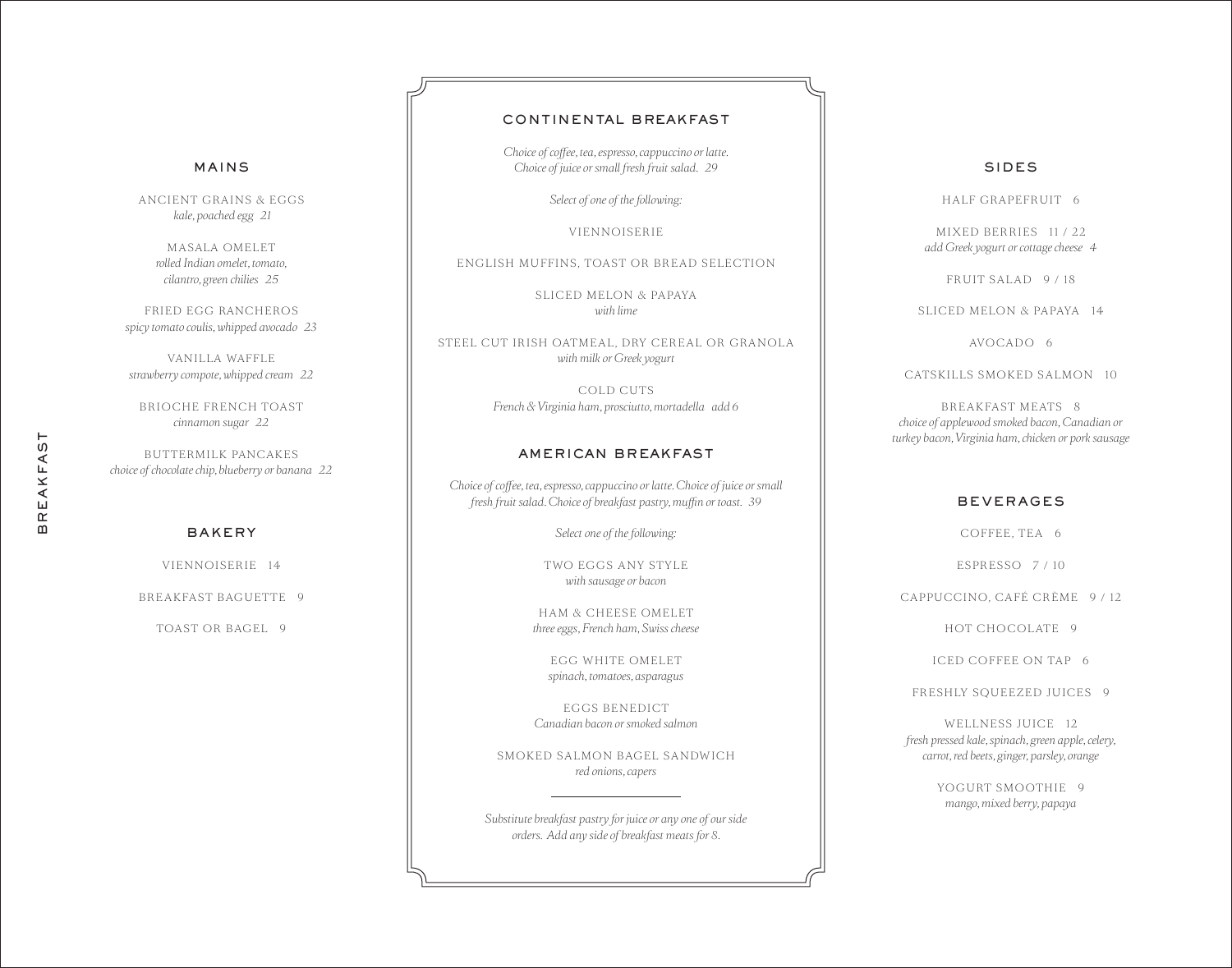# BREAKFAST

## MAINS

ANCIENT GRAINS & EGGS
*kale, poached egg 21*

MASALA OMELET
*rolled Indian omelet, tomato, cilantro, green chilies 25*

FRIED EGG RANCHEROS
*spicy tomato coulis, whipped avocado 23*

VANILLA WAFFLE
*strawberry compote, whipped cream 22*

BRIOCHE FRENCH TOAST
*cinnamon sugar 22*

BUTTERMILK PANCAKES
*choice of chocolate chip, blueberry or banana 22*

## BAKERY

VIENNOISERIE 14

BREAKFAST BAGUETTE 9

TOAST OR BAGEL 9

## CONTINENTAL BREAKFAST

*Choice of coffee, tea, espresso, cappuccino or latte. Choice of juice or small fresh fruit salad. 29*

*Select of one of the following:*

VIENNOISERIE

ENGLISH MUFFINS, TOAST OR BREAD SELECTION

SLICED MELON & PAPAYA
*with lime*

STEEL CUT IRISH OATMEAL, DRY CEREAL OR GRANOLA
*with milk or Greek yogurt*

COLD CUTS
*French & Virginia ham, prosciutto, mortadella add 6*

## AMERICAN BREAKFAST

*Choice of coffee, tea, espresso, cappuccino or latte. Choice of juice or small fresh fruit salad. Choice of breakfast pastry, muffin or toast. 39*

*Select one of the following:*

TWO EGGS ANY STYLE
*with sausage or bacon*

HAM & CHEESE OMELET
*three eggs, French ham, Swiss cheese*

EGG WHITE OMELET
*spinach, tomatoes, asparagus*

EGGS BENEDICT
*Canadian bacon or smoked salmon*

SMOKED SALMON BAGEL SANDWICH
*red onions, capers*

---

*Substitute breakfast pastry for juice or any one of our side orders. Add any side of breakfast meats for 8.*

## SIDES

HALF GRAPEFRUIT 6

MIXED BERRIES 11 / 22
*add Greek yogurt or cottage cheese 4*

FRUIT SALAD 9 / 18

SLICED MELON & PAPAYA 14

AVOCADO 6

CATSKILLS SMOKED SALMON 10

BREAKFAST MEATS 8
*choice of applewood smoked bacon, Canadian or turkey bacon, Virginia ham, chicken or pork sausage*

## BEVERAGES

COFFEE, TEA 6

ESPRESSO 7 / 10

CAPPUCCINO, CAFÉ CRÈME 9 / 12

HOT CHOCOLATE 9

ICED COFFEE ON TAP 6

FRESHLY SQUEEZED JUICES 9

WELLNESS JUICE 12
*fresh pressed kale, spinach, green apple, celery, carrot, red beets, ginger, parsley, orange*

YOGURT SMOOTHIE 9
*mango, mixed berry, papaya*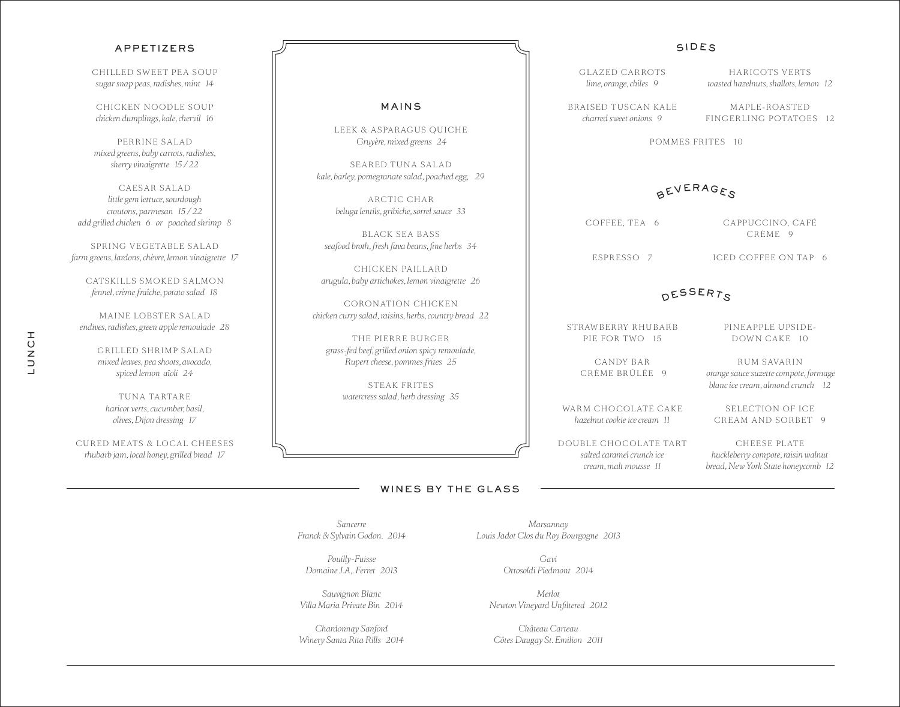# LUNCH

## APPETIZERS

CHILLED SWEET PEA SOUP
*sugar snap peas, radishes, mint 14*

CHICKEN NOODLE SOUP
*chicken dumplings, kale, chervil 16*

PERRINE SALAD
*mixed greens, baby carrots, radishes, sherry vinaigrette 15 / 22*

CAESAR SALAD
*little gem lettuce, sourdough croutons, parmesan 15 / 22*
*add grilled chicken 6 or poached shrimp 8*

SPRING VEGETABLE SALAD
*farm greens, lardons, chèvre, lemon vinaigrette 17*

CATSKILLS SMOKED SALMON
*fennel, crème fraîche, potato salad 18*

MAINE LOBSTER SALAD
*endives, radishes, green apple remoulade 28*

GRILLED SHRIMP SALAD
*mixed leaves, pea shoots, avocado, spiced lemon aïoli 24*

TUNA TARTARE
*haricot verts, cucumber, basil, olives, Dijon dressing 17*

CURED MEATS & LOCAL CHEESES
*rhubarb jam, local honey, grilled bread 17*

## MAINS

LEEK & ASPARAGUS QUICHE
*Gruyère, mixed greens 24*

SEARED TUNA SALAD
*kale, barley, pomegranate salad, poached egg, 29*

ARCTIC CHAR
*beluga lentils, gribiche, sorrel sauce 33*

BLACK SEA BASS
*seafood broth, fresh fava beans, fine herbs 34*

CHICKEN PAILLARD
*arugula, baby artichokes, lemon vinaigrette 26*

CORONATION CHICKEN
*chicken curry salad, raisins, herbs, country bread 22*

THE PIERRE BURGER
*grass-fed beef, grilled onion spicy remoulade, Rupert cheese, pommes frites 25*

STEAK FRITES
*watercress salad, herb dressing 35*

## SIDES

GLAZED CARROTS
*lime, orange, chiles 9*

HARICOTS VERTS
*toasted hazelnuts, shallots, lemon 12*

BRAISED TUSCAN KALE
*charred sweet onions 9*

MAPLE-ROASTED FINGERLING POTATOES 12

POMMES FRITES 10

## BEVERAGES

COFFEE, TEA 6

CAPPUCCINO, CAFÉ CRÈME 9

ESPRESSO 7

ICED COFFEE ON TAP 6

## DESSERTS

STRAWBERRY RHUBARB PIE FOR TWO 15

PINEAPPLE UPSIDE-DOWN CAKE 10

CANDY BAR CRÈME BRÛLÉE 9

RUM SAVARIN
*orange sauce suzette compote, formage blanc ice cream, almond crunch 12*

WARM CHOCOLATE CAKE
*hazelnut cookie ice cream 11*

SELECTION OF ICE CREAM AND SORBET 9

DOUBLE CHOCOLATE TART
*salted caramel crunch ice cream, malt mousse 11*

CHEESE PLATE
*huckleberry compote, raisin walnut bread, New York State honeycomb 12*

## WINES BY THE GLASS

*Sancerre*
*Franck & Sylvain Godon. 2014*

*Marsannay*
*Louis Jadot Clos du Roy Bourgogne 2013*

*Pouilly-Fuisse*
*Domaine J.A,. Ferret 2013*

*Gavi*
*Ottosoldi Piedmont 2014*

*Sauvignon Blanc*
*Villa Maria Private Bin 2014*

*Merlot*
*Newton Vineyard Unfiltered 2012*

*Chardonnay Sanford*
*Winery Santa Rita Rills 2014*

*Château Carteau*
*Côtes Daugay St. Emilion 2011*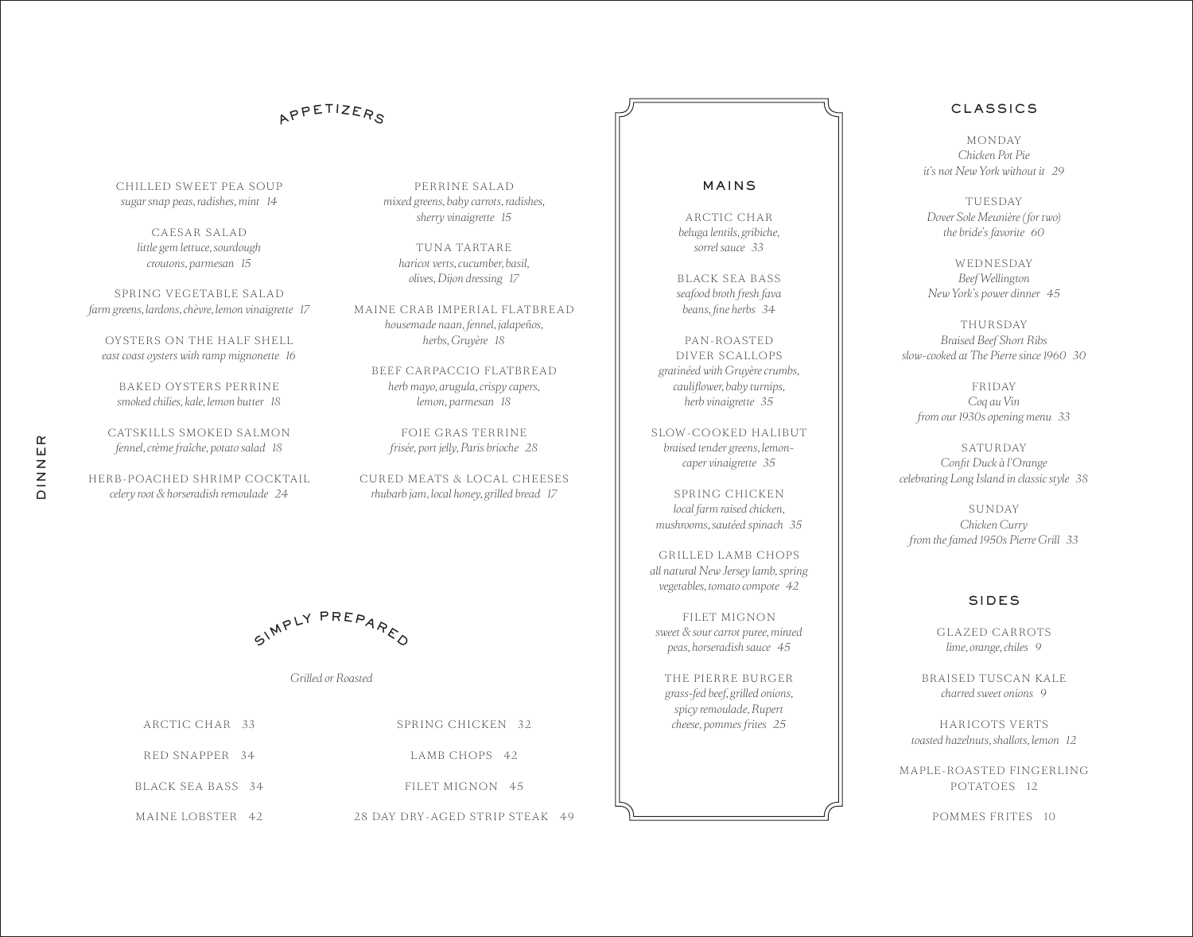DINNER

## APPETIZERS

CHILLED SWEET PEA SOUP
*sugar snap peas, radishes, mint 14*

CAESAR SALAD
*little gem lettuce, sourdough croutons, parmesan 15*

SPRING VEGETABLE SALAD
*farm greens, lardons, chèvre, lemon vinaigrette 17*

OYSTERS ON THE HALF SHELL
*east coast oysters with ramp mignonette 16*

BAKED OYSTERS PERRINE
*smoked chilies, kale, lemon butter 18*

CATSKILLS SMOKED SALMON
*fennel, crème fraîche, potato salad 18*

HERB-POACHED SHRIMP COCKTAIL
*celery root & horseradish remoulade 24*

PERRINE SALAD
*mixed greens, baby carrots, radishes, sherry vinaigrette 15*

TUNA TARTARE
*haricot verts, cucumber, basil, olives, Dijon dressing 17*

MAINE CRAB IMPERIAL FLATBREAD
*housemade naan, fennel, jalapeños, herbs, Gruyère 18*

BEEF CARPACCIO FLATBREAD
*herb mayo, arugula, crispy capers, lemon, parmesan 18*

FOIE GRAS TERRINE
*frisée, port jelly, Paris brioche 28*

CURED MEATS & LOCAL CHEESES
*rhubarb jam, local honey, grilled bread 17*

## SIMPLY PREPARED

*Grilled or Roasted*

ARCTIC CHAR 33

RED SNAPPER 34

BLACK SEA BASS 34

MAINE LOBSTER 42

SPRING CHICKEN 32

LAMB CHOPS 42

FILET MIGNON 45

28 DAY DRY-AGED STRIP STEAK 49

## MAINS

ARCTIC CHAR
*beluga lentils, gribiche, sorrel sauce 33*

BLACK SEA BASS
*seafood broth fresh fava beans, fine herbs 34*

PAN-ROASTED DIVER SCALLOPS
*gratinéed with Gruyère crumbs, cauliflower, baby turnips, herb vinaigrette 35*

SLOW-COOKED HALIBUT
*braised tender greens, lemon-caper vinaigrette 35*

SPRING CHICKEN
*local farm raised chicken, mushrooms, sautéed spinach 35*

GRILLED LAMB CHOPS
*all natural New Jersey lamb, spring vegetables, tomato compote 42*

FILET MIGNON
*sweet & sour carrot puree, minted peas, horseradish sauce 45*

THE PIERRE BURGER
*grass-fed beef, grilled onions, spicy remoulade, Rupert cheese, pommes frites 25*

## CLASSICS

MONDAY
*Chicken Pot Pie*
*it's not New York without it 29*

TUESDAY
*Dover Sole Meunière (for two)*
*the bride's favorite 60*

WEDNESDAY
*Beef Wellington*
*New York's power dinner 45*

THURSDAY
*Braised Beef Short Ribs*
*slow-cooked at The Pierre since 1960 30*

FRIDAY
*Coq au Vin*
*from our 1930s opening menu 33*

SATURDAY
*Confit Duck à l'Orange*
*celebrating Long Island in classic style 38*

SUNDAY
*Chicken Curry*
*from the famed 1950s Pierre Grill 33*

## SIDES

GLAZED CARROTS
*lime, orange, chiles 9*

BRAISED TUSCAN KALE
*charred sweet onions 9*

HARICOTS VERTS
*toasted hazelnuts, shallots, lemon 12*

MAPLE-ROASTED FINGERLING POTATOES 12

POMMES FRITES 10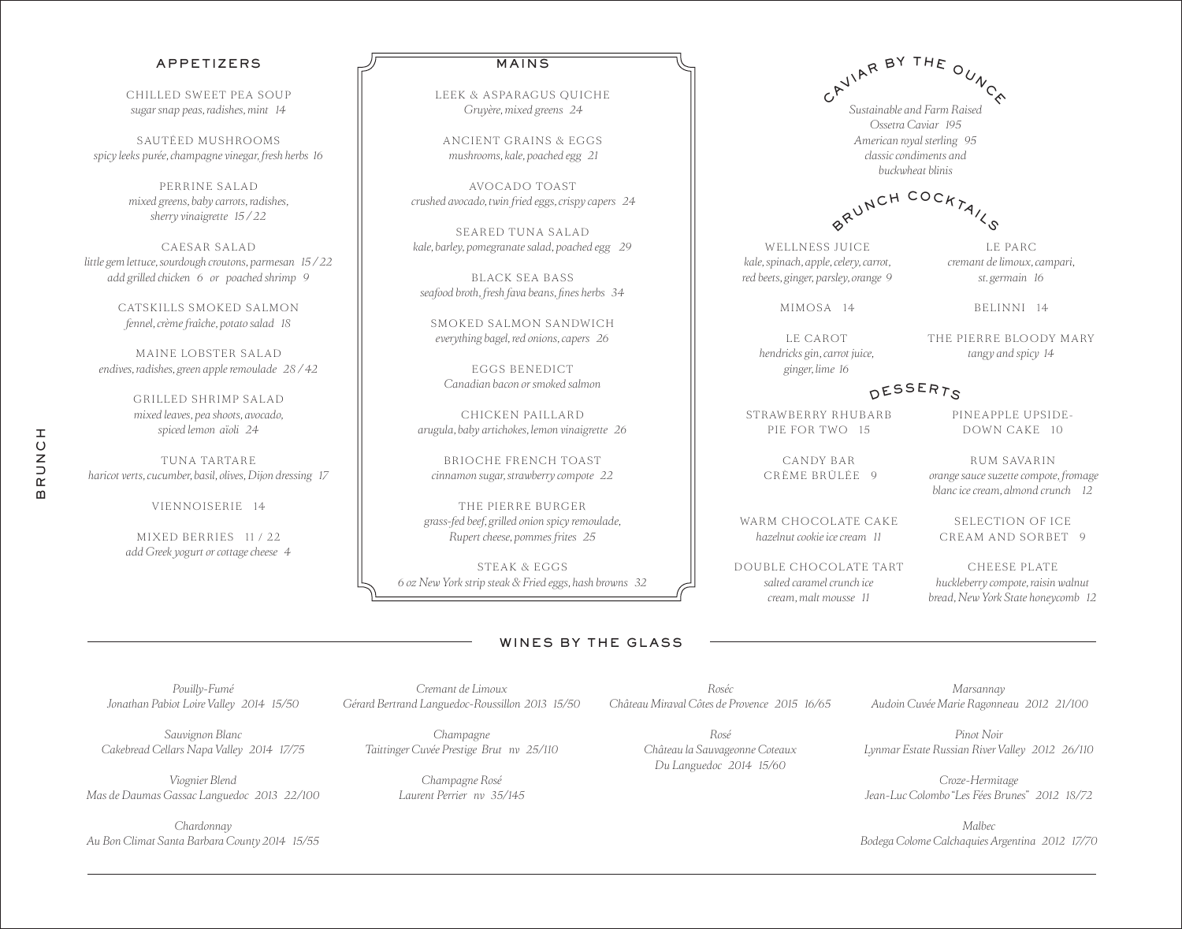# BRUNCH

## APPETIZERS

CHILLED SWEET PEA SOUP
*sugar snap peas, radishes, mint 14*

SAUTÉED MUSHROOMS
*spicy leeks purée, champagne vinegar, fresh herbs 16*

PERRINE SALAD
*mixed greens, baby carrots, radishes, sherry vinaigrette 15 / 22*

CAESAR SALAD
*little gem lettuce, sourdough croutons, parmesan 15 / 22*
*add grilled chicken 6 or poached shrimp 9*

CATSKILLS SMOKED SALMON
*fennel, crème fraîche, potato salad 18*

MAINE LOBSTER SALAD
*endives, radishes, green apple remoulade 28 / 42*

GRILLED SHRIMP SALAD
*mixed leaves, pea shoots, avocado, spiced lemon aïoli 24*

TUNA TARTARE
*haricot verts, cucumber, basil, olives, Dijon dressing 17*

VIENNOISERIE 14

MIXED BERRIES 11 / 22
*add Greek yogurt or cottage cheese 4*

## MAINS

LEEK & ASPARAGUS QUICHE
*Gruyère, mixed greens 24*

ANCIENT GRAINS & EGGS
*mushrooms, kale, poached egg 21*

AVOCADO TOAST
*crushed avocado, twin fried eggs, crispy capers 24*

SEARED TUNA SALAD
*kale, barley, pomegranate salad, poached egg 29*

BLACK SEA BASS
*seafood broth, fresh fava beans, fines herbs 34*

SMOKED SALMON SANDWICH
*everything bagel, red onions, capers 26*

EGGS BENEDICT
*Canadian bacon or smoked salmon*

CHICKEN PAILLARD
*arugula, baby artichokes, lemon vinaigrette 26*

BRIOCHE FRENCH TOAST
*cinnamon sugar, strawberry compote 22*

THE PIERRE BURGER
*grass-fed beef, grilled onion spicy remoulade, Rupert cheese, pommes frites 25*

STEAK & EGGS
*6 oz New York strip steak & Fried eggs, hash browns 32*

## CAVIAR BY THE OUNCE

*Sustainable and Farm Raised*
*Ossetra Caviar 195*
*American royal sterling 95*
*classic condiments and buckwheat blinis*

## BRUNCH COCKTAILS

WELLNESS JUICE
*kale, spinach, apple, celery, carrot, red beets, ginger, parsley, orange 9*

LE PARC
*cremant de limoux, campari, st. germain 16*

MIMOSA 14

BELINNI 14

LE CAROT
*hendricks gin, carrot juice, ginger, lime 16*

THE PIERRE BLOODY MARY
*tangy and spicy 14*

## DESSERTS

STRAWBERRY RHUBARB PIE FOR TWO 15

PINEAPPLE UPSIDE-DOWN CAKE 10

CANDY BAR CRÈME BRÛLÉE 9

RUM SAVARIN
*orange sauce suzette compote, fromage blanc ice cream, almond crunch 12*

WARM CHOCOLATE CAKE
*hazelnut cookie ice cream 11*

SELECTION OF ICE CREAM AND SORBET 9

DOUBLE CHOCOLATE TART
*salted caramel crunch ice cream, malt mousse 11*

CHEESE PLATE
*huckleberry compote, raisin walnut bread, New York State honeycomb 12*

## WINES BY THE GLASS

*Pouilly-Fumé*
*Jonathan Pabiot Loire Valley 2014 15/50*

*Sauvignon Blanc*
*Cakebread Cellars Napa Valley 2014 17/75*

*Viognier Blend*
*Mas de Daumas Gassac Languedoc 2013 22/100*

*Chardonnay*
*Au Bon Climat Santa Barbara County 2014 15/55*

*Cremant de Limoux*
*Gérard Bertrand Languedoc-Roussillon 2013 15/50*

*Champagne*
*Taittinger Cuvée Prestige Brut nv 25/110*

*Champagne Rosé*
*Laurent Perrier nv 35/145*

*Rosé*
*Château Miraval Côtes de Provence 2015 16/65*

*Rosé*
*Château la Sauvageonne Coteaux Du Languedoc 2014 15/60*

*Marsannay*
*Audoin Cuvée Marie Ragonneau 2012 21/100*

*Pinot Noir*
*Lynmar Estate Russian River Valley 2012 26/110*

*Croze-Hermitage*
*Jean-Luc Colombo "Les Fées Brunes" 2012 18/72*

*Malbec*
*Bodega Colome Calchaquies Argentina 2012 17/70*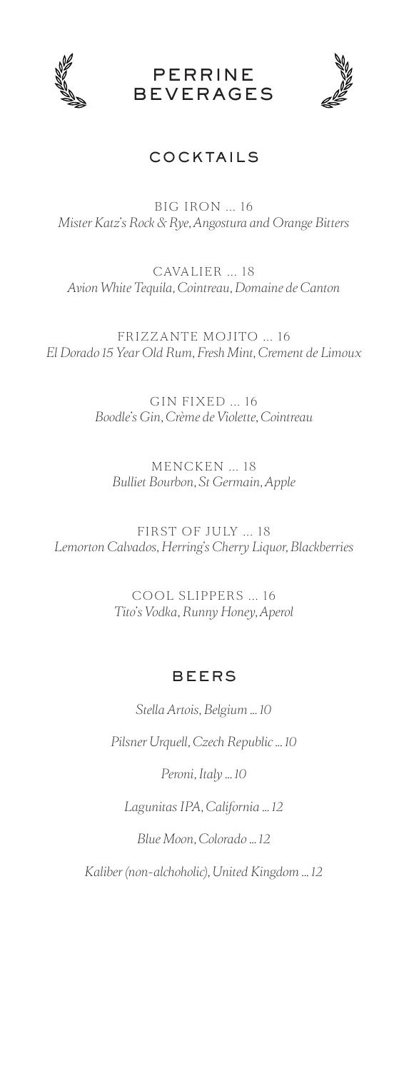# PERRINE BEVERAGES

## COCKTAILS

BIG IRON ... 16
*Mister Katz's Rock & Rye, Angostura and Orange Bitters*

CAVALIER ... 18
*Avion White Tequila, Cointreau, Domaine de Canton*

FRIZZANTE MOJITO ... 16
*El Dorado 15 Year Old Rum, Fresh Mint, Crement de Limoux*

GIN FIXED ... 16
*Boodle's Gin, Crème de Violette, Cointreau*

MENCKEN ... 18
*Bulliet Bourbon, St Germain, Apple*

FIRST OF JULY ... 18
*Lemorton Calvados, Herring's Cherry Liquor, Blackberries*

COOL SLIPPERS ... 16
*Tito's Vodka, Runny Honey, Aperol*

## BEERS

*Stella Artois, Belgium ... 10*

*Pilsner Urquell, Czech Republic ... 10*

*Peroni, Italy ... 10*

*Lagunitas IPA, California ... 12*

*Blue Moon, Colorado ... 12*

*Kaliber (non-alchoholic), United Kingdom ... 12*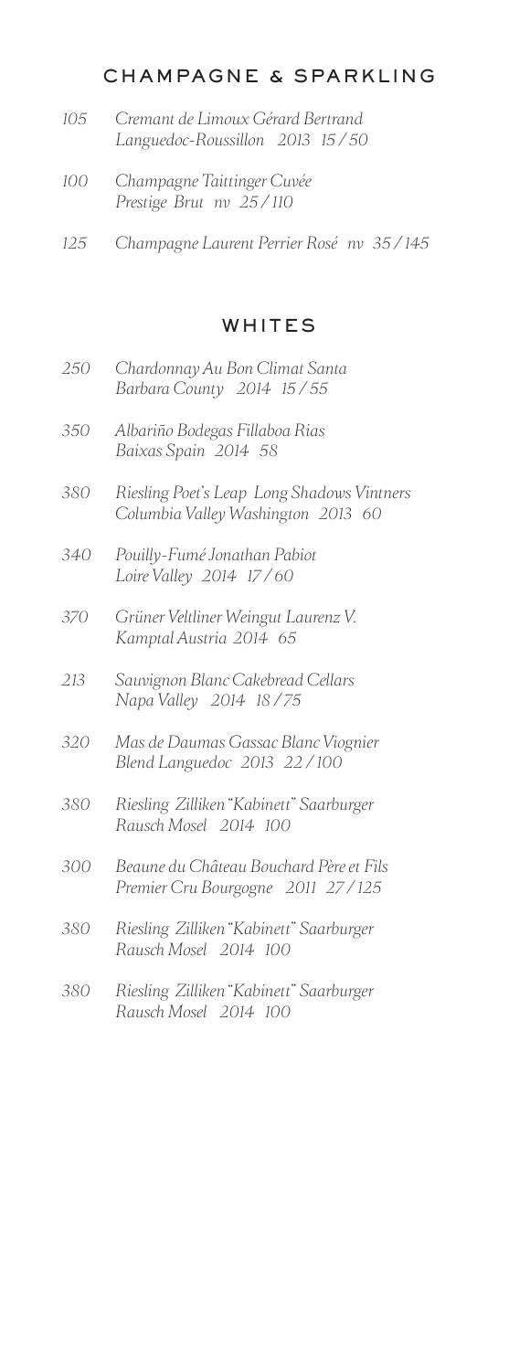## CHAMPAGNE & SPARKLING

*105* *Cremant de Limoux Gérard Bertrand Languedoc-Roussillon 2013 15 / 50*

*100* *Champagne Taittinger Cuvée Prestige Brut nv 25 / 110*

*125* *Champagne Laurent Perrier Rosé nv 35 / 145*

## WHITES

*250* *Chardonnay Au Bon Climat Santa Barbara County 2014 15 / 55*

*350* *Albariño Bodegas Fillaboa Rias Baixas Spain 2014 58*

*380* *Riesling Poet's Leap Long Shadows Vintners Columbia Valley Washington 2013 60*

*340* *Pouilly-Fumé Jonathan Pabiot Loire Valley 2014 17 / 60*

*370* *Grüner Veltliner Weingut Laurenz V. Kamptal Austria 2014 65*

*213* *Sauvignon Blanc Cakebread Cellars Napa Valley 2014 18 / 75*

*320* *Mas de Daumas Gassac Blanc Viognier Blend Languedoc 2013 22 / 100*

*380* *Riesling Zilliken "Kabinett" Saarburger Rausch Mosel 2014 100*

*300* *Beaune du Château Bouchard Père et Fils Premier Cru Bourgogne 2011 27 / 125*

*380* *Riesling Zilliken "Kabinett" Saarburger Rausch Mosel 2014 100*

*380* *Riesling Zilliken "Kabinett" Saarburger Rausch Mosel 2014 100*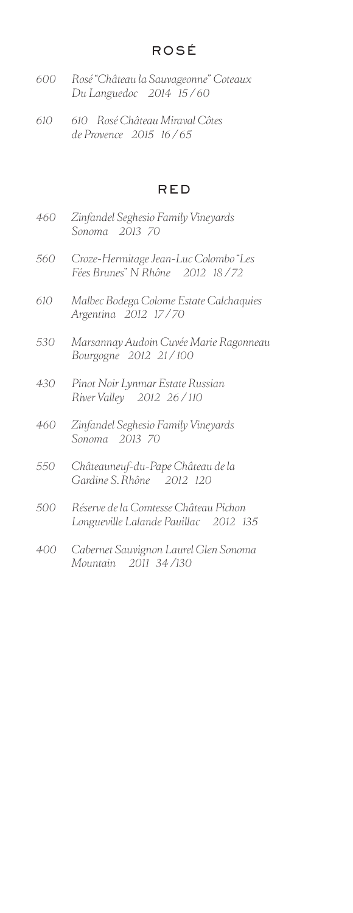## ROSÉ

600 *Rosé "Château la Sauvageonne" Coteaux Du Languedoc 2014 15 / 60*

610 *610 Rosé Château Miraval Côtes de Provence 2015 16 / 65*

## RED

460 *Zinfandel Seghesio Family Vineyards Sonoma 2013 70*

560 *Croze-Hermitage Jean-Luc Colombo "Les Fées Brunes" N Rhône 2012 18 / 72*

610 *Malbec Bodega Colome Estate Calchaquies Argentina 2012 17 / 70*

530 *Marsannay Audoin Cuvée Marie Ragonneau Bourgogne 2012 21 / 100*

430 *Pinot Noir Lynmar Estate Russian River Valley 2012 26 / 110*

460 *Zinfandel Seghesio Family Vineyards Sonoma 2013 70*

550 *Châteauneuf-du-Pape Château de la Gardine S. Rhône 2012 120*

500 *Réserve de la Comtesse Château Pichon Longueville Lalande Pauillac 2012 135*

400 *Cabernet Sauvignon Laurel Glen Sonoma Mountain 2011 34 /130*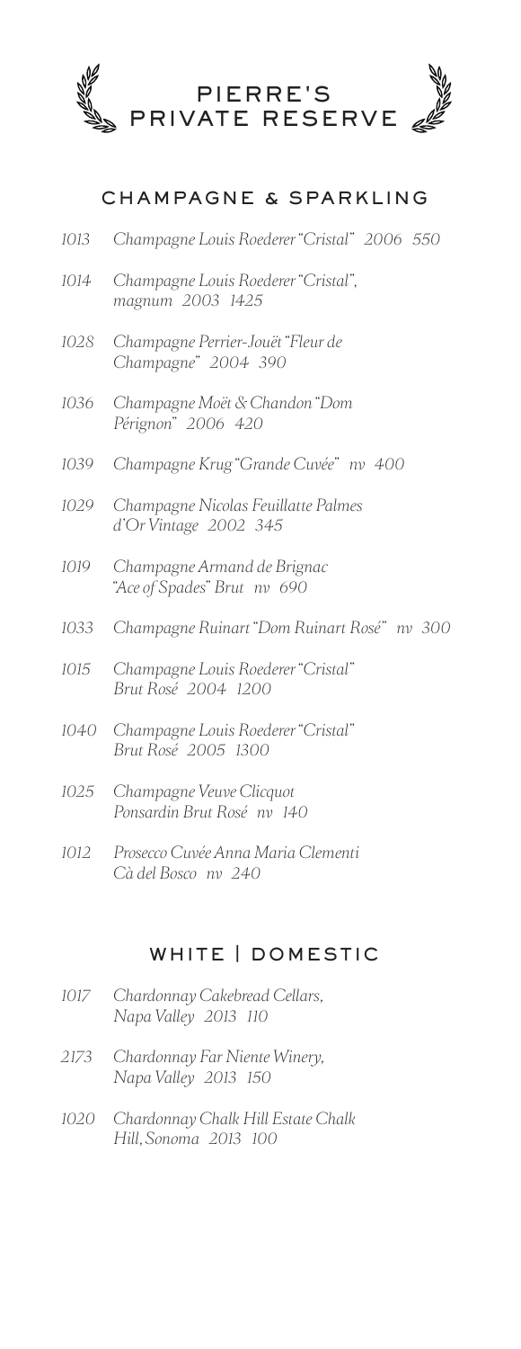# PIERRE'S PRIVATE RESERVE

## CHAMPAGNE & SPARKLING

*1013 Champagne Louis Roederer "Cristal" 2006 550*

*1014 Champagne Louis Roederer "Cristal", magnum 2003 1425*

*1028 Champagne Perrier-Jouët "Fleur de Champagne" 2004 390*

*1036 Champagne Moët & Chandon "Dom Pérignon" 2006 420*

*1039 Champagne Krug "Grande Cuvée" nv 400*

*1029 Champagne Nicolas Feuillatte Palmes d'Or Vintage 2002 345*

*1019 Champagne Armand de Brignac "Ace of Spades" Brut nv 690*

*1033 Champagne Ruinart "Dom Ruinart Rosé" nv 300*

*1015 Champagne Louis Roederer "Cristal" Brut Rosé 2004 1200*

*1040 Champagne Louis Roederer "Cristal" Brut Rosé 2005 1300*

*1025 Champagne Veuve Clicquot Ponsardin Brut Rosé nv 140*

*1012 Prosecco Cuvée Anna Maria Clementi Cà del Bosco nv 240*

## WHITE | DOMESTIC

*1017 Chardonnay Cakebread Cellars, Napa Valley 2013 110*

*2173 Chardonnay Far Niente Winery, Napa Valley 2013 150*

*1020 Chardonnay Chalk Hill Estate Chalk Hill, Sonoma 2013 100*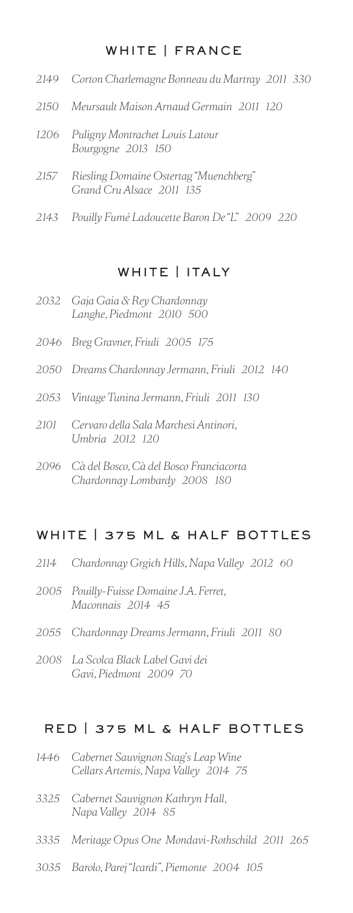## WHITE | FRANCE

*2149 Corton Charlemagne Bonneau du Martray 2011 330*

*2150 Meursault Maison Arnaud Germain 2011 120*

*1206 Puligny Montrachet Louis Latour Bourgogne 2013 150*

*2157 Riesling Domaine Ostertag "Muenchberg" Grand Cru Alsace 2011 135*

*2143 Pouilly Fumé Ladoucette Baron De "L" 2009 220*

## WHITE | ITALY

*2032 Gaja Gaia & Rey Chardonnay Langhe, Piedmont 2010 500*

*2046 Breg Gravner, Friuli 2005 175*

*2050 Dreams Chardonnay Jermann, Friuli 2012 140*

*2053 Vintage Tunina Jermann, Friuli 2011 130*

*2101 Cervaro della Sala Marchesi Antinori, Umbria 2012 120*

*2096 Cà del Bosco, Cà del Bosco Franciacorta Chardonnay Lombardy 2008 180*

## WHITE | 375 ML & HALF BOTTLES

*2114 Chardonnay Grgich Hills, Napa Valley 2012 60*

*2005 Pouilly-Fuisse Domaine J.A. Ferret, Maconnais 2014 45*

*2055 Chardonnay Dreams Jermann, Friuli 2011 80*

*2008 La Scolca Black Label Gavi dei Gavi, Piedmont 2009 70*

## RED | 375 ML & HALF BOTTLES

*1446 Cabernet Sauvignon Stag's Leap Wine Cellars Artemis, Napa Valley 2014 75*

*3325 Cabernet Sauvignon Kathryn Hall, Napa Valley 2014 85*

*3335 Meritage Opus One Mondavi-Rothschild 2011 265*

*3035 Barolo, Parej "Icardi", Piemonte 2004 105*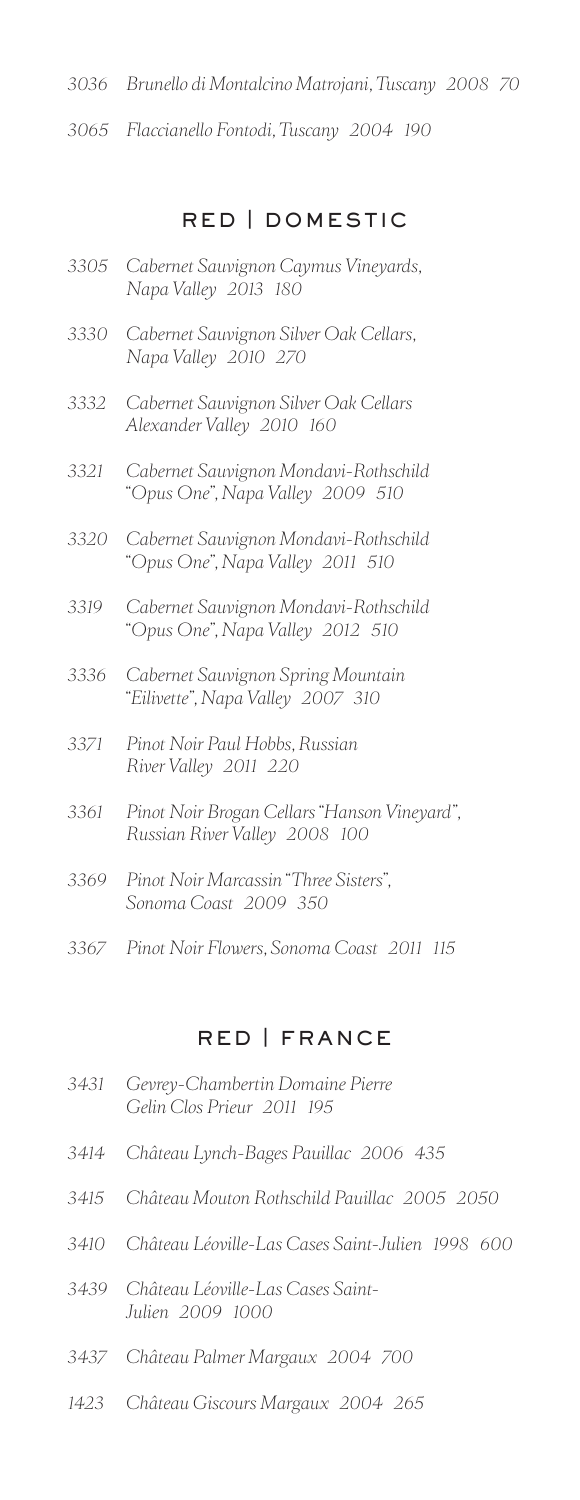*3036 Brunello di Montalcino Matrojani, Tuscany 2008 70*

*3065 Flaccianello Fontodi, Tuscany 2004 190*

## RED | DOMESTIC

*3305 Cabernet Sauvignon Caymus Vineyards, Napa Valley 2013 180*

*3330 Cabernet Sauvignon Silver Oak Cellars, Napa Valley 2010 270*

*3332 Cabernet Sauvignon Silver Oak Cellars Alexander Valley 2010 160*

*3321 Cabernet Sauvignon Mondavi-Rothschild "Opus One", Napa Valley 2009 510*

*3320 Cabernet Sauvignon Mondavi-Rothschild "Opus One", Napa Valley 2011 510*

*3319 Cabernet Sauvignon Mondavi-Rothschild "Opus One", Napa Valley 2012 510*

*3336 Cabernet Sauvignon Spring Mountain "Eilivette", Napa Valley 2007 310*

*3371 Pinot Noir Paul Hobbs, Russian River Valley 2011 220*

*3361 Pinot Noir Brogan Cellars "Hanson Vineyard", Russian River Valley 2008 100*

*3369 Pinot Noir Marcassin "Three Sisters", Sonoma Coast 2009 350*

*3367 Pinot Noir Flowers, Sonoma Coast 2011 115*

## RED | FRANCE

*3431 Gevrey-Chambertin Domaine Pierre Gelin Clos Prieur 2011 195*

*3414 Château Lynch-Bages Pauillac 2006 435*

*3415 Château Mouton Rothschild Pauillac 2005 2050*

*3410 Château Léoville-Las Cases Saint-Julien 1998 600*

*3439 Château Léoville-Las Cases Saint-Julien 2009 1000*

*3437 Château Palmer Margaux 2004 700*

*1423 Château Giscours Margaux 2004 265*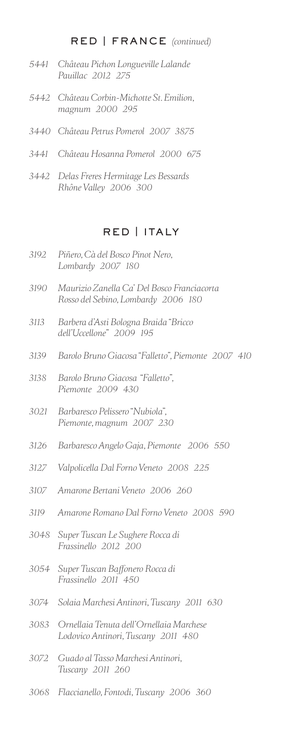## RED | FRANCE *(continued)*

*5441 Château Pichon Longueville Lalande Pauillac 2012 275*

*5442 Château Corbin-Michotte St. Emilion, magnum 2000 295*

*3440 Château Petrus Pomerol 2007 3875*

*3441 Château Hosanna Pomerol 2000 675*

*3442 Delas Freres Hermitage Les Bessards Rhône Valley 2006 300*

## RED | ITALY

*3192 Piñero, Cà del Bosco Pinot Nero, Lombardy 2007 180*

*3190 Maurizio Zanella Ca' Del Bosco Franciacorta Rosso del Sebino, Lombardy 2006 180*

*3113 Barbera d'Asti Bologna Braida "Bricco dell'Uccellone" 2009 195*

*3139 Barolo Bruno Giacosa "Falletto", Piemonte 2007 410*

*3138 Barolo Bruno Giacosa "Falletto", Piemonte 2009 430*

*3021 Barbaresco Pelissero "Nubiola", Piemonte, magnum 2007 230*

*3126 Barbaresco Angelo Gaja, Piemonte 2006 550*

*3127 Valpolicella Dal Forno Veneto 2008 225*

*3107 Amarone Bertani Veneto 2006 260*

*3119 Amarone Romano Dal Forno Veneto 2008 590*

*3048 Super Tuscan Le Sughere Rocca di Frassinello 2012 200*

*3054 Super Tuscan Baffonero Rocca di Frassinello 2011 450*

*3074 Solaia Marchesi Antinori, Tuscany 2011 630*

*3083 Ornellaia Tenuta dell'Ornellaia Marchese Lodovico Antinori, Tuscany 2011 480*

*3072 Guado al Tasso Marchesi Antinori, Tuscany 2011 260*

*3068 Flaccianello, Fontodi, Tuscany 2006 360*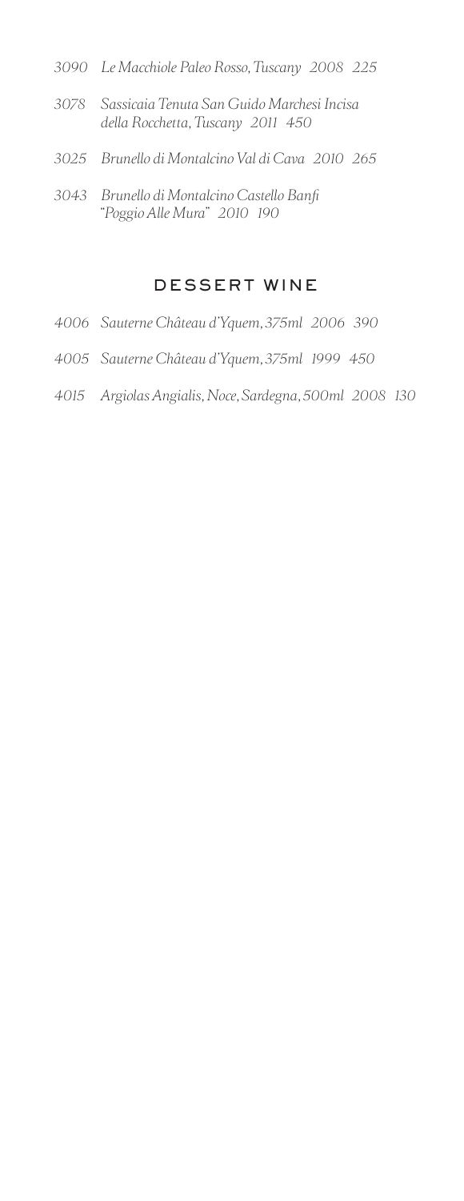*3090 Le Macchiole Paleo Rosso, Tuscany 2008 225*

*3078 Sassicaia Tenuta San Guido Marchesi Incisa della Rocchetta, Tuscany 2011 450*

*3025 Brunello di Montalcino Val di Cava 2010 265*

*3043 Brunello di Montalcino Castello Banfi "Poggio Alle Mura" 2010 190*

## DESSERT WINE

*4006 Sauterne Château d'Yquem, 375ml 2006 390*

*4005 Sauterne Château d'Yquem, 375ml 1999 450*

*4015 Argiolas Angialis, Noce, Sardegna, 500ml 2008 130*